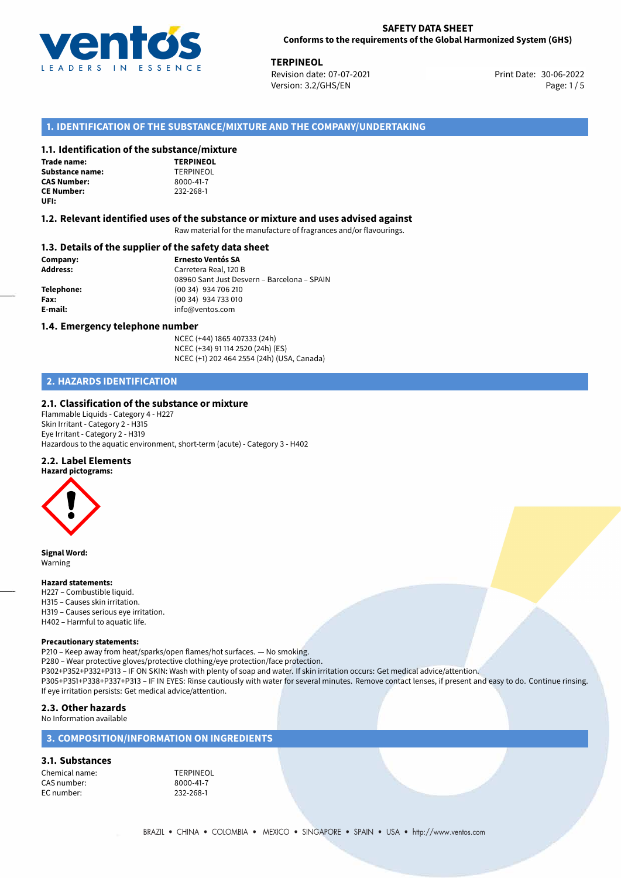**SAFETY DATA SHEET**
**Conforms to the requirements of the Global Harmonized System (GHS)**

**TERPINEOL**
Revision date: 07-07-2021
Version: 3.2/GHS/EN
Print Date: 30-06-2022

## 1. IDENTIFICATION OF THE SUBSTANCE/MIXTURE AND THE COMPANY/UNDERTAKING

### 1.1. Identification of the substance/mixture

**Trade name:** **TERPINEOL**
**Substance name:** TERPINEOL
**CAS Number:** 8000-41-7
**CE Number:** 232-268-1
**UFI:**

### 1.2. Relevant identified uses of the substance or mixture and uses advised against

Raw material for the manufacture of fragrances and/or flavourings.

### 1.3. Details of the supplier of the safety data sheet

**Company:** **Ernesto Ventós SA**
**Address:** Carretera Real, 120 B
08960 Sant Just Desvern – Barcelona – SPAIN
**Telephone:** (00 34) 934 706 210
**Fax:** (00 34) 934 733 010
**E-mail:** info@ventos.com

### 1.4. Emergency telephone number

NCEC (+44) 1865 407333 (24h)
NCEC (+34) 91 114 2520 (24h) (ES)
NCEC (+1) 202 464 2554 (24h) (USA, Canada)

## 2. HAZARDS IDENTIFICATION

### 2.1. Classification of the substance or mixture

Flammable Liquids - Category 4 - H227
Skin Irritant - Category 2 - H315
Eye Irritant - Category 2 - H319
Hazardous to the aquatic environment, short-term (acute) - Category 3 - H402

### 2.2. Label Elements

**Hazard pictograms:**

**Signal Word:**
Warning

**Hazard statements:**
H227 – Combustible liquid.
H315 – Causes skin irritation.
H319 – Causes serious eye irritation.
H402 – Harmful to aquatic life.

**Precautionary statements:**
P210 – Keep away from heat/sparks/open flames/hot surfaces. — No smoking.
P280 – Wear protective gloves/protective clothing/eye protection/face protection.
P302+P352+P332+P313 – IF ON SKIN: Wash with plenty of soap and water. If skin irritation occurs: Get medical advice/attention.
P305+P351+P338+P337+P313 – IF IN EYES: Rinse cautiously with water for several minutes. Remove contact lenses, if present and easy to do. Continue rinsing. If eye irritation persists: Get medical advice/attention.

### 2.3. Other hazards

No Information available

## 3. COMPOSITION/INFORMATION ON INGREDIENTS

### 3.1. Substances

Chemical name: TERPINEOL
CAS number: 8000-41-7
EC number: 232-268-1

BRAZIL • CHINA • COLOMBIA • MEXICO • SINGAPORE • SPAIN • USA • http://www.ventos.com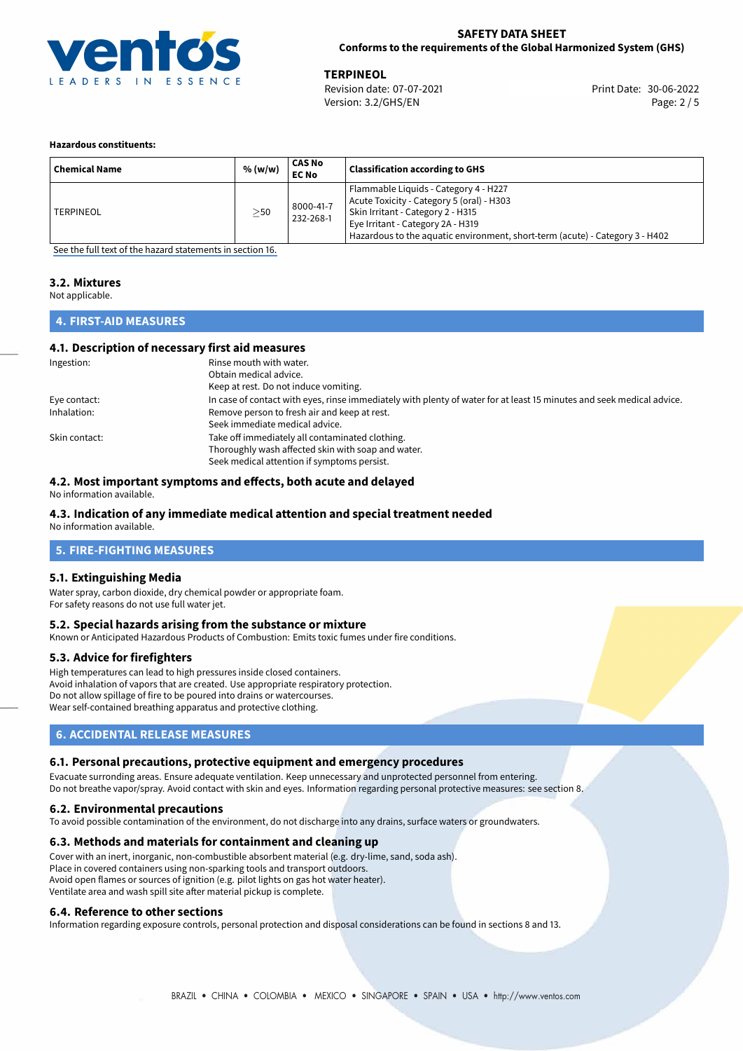**Hazardous constituents:**

| Chemical Name | % (w/w) | CAS No<br>EC No | Classification according to GHS |
|---|---|---|---|
| TERPINEOL | ≥50 | 8000-41-7<br>232-268-1 | Flammable Liquids - Category 4 - H227<br>Acute Toxicity - Category 5 (oral) - H303<br>Skin Irritant - Category 2 - H315<br>Eye Irritant - Category 2A - H319<br>Hazardous to the aquatic environment, short-term (acute) - Category 3 - H402 |

See the full text of the hazard statements in section 16.

### 3.2. Mixtures

Not applicable.

## 4. FIRST-AID MEASURES

### 4.1. Description of necessary first aid measures

| | |
|---|---|
| Ingestion: | Rinse mouth with water.<br>Obtain medical advice.<br>Keep at rest. Do not induce vomiting. |
| Eye contact: | In case of contact with eyes, rinse immediately with plenty of water for at least 15 minutes and seek medical advice. |
| Inhalation: | Remove person to fresh air and keep at rest.<br>Seek immediate medical advice. |
| Skin contact: | Take off immediately all contaminated clothing.<br>Thoroughly wash affected skin with soap and water.<br>Seek medical attention if symptoms persist. |

### 4.2. Most important symptoms and effects, both acute and delayed

No information available.

### 4.3. Indication of any immediate medical attention and special treatment needed

No information available.

## 5. FIRE-FIGHTING MEASURES

### 5.1. Extinguishing Media

Water spray, carbon dioxide, dry chemical powder or appropriate foam.
For safety reasons do not use full water jet.

### 5.2. Special hazards arising from the substance or mixture

Known or Anticipated Hazardous Products of Combustion: Emits toxic fumes under fire conditions.

### 5.3. Advice for firefighters

High temperatures can lead to high pressures inside closed containers.
Avoid inhalation of vapors that are created. Use appropriate respiratory protection.
Do not allow spillage of fire to be poured into drains or watercourses.
Wear self-contained breathing apparatus and protective clothing.

## 6. ACCIDENTAL RELEASE MEASURES

### 6.1. Personal precautions, protective equipment and emergency procedures

Evacuate surronding areas. Ensure adequate ventilation. Keep unnecessary and unprotected personnel from entering.
Do not breathe vapor/spray. Avoid contact with skin and eyes. Information regarding personal protective measures: see section 8.

### 6.2. Environmental precautions

To avoid possible contamination of the environment, do not discharge into any drains, surface waters or groundwaters.

### 6.3. Methods and materials for containment and cleaning up

Cover with an inert, inorganic, non-combustible absorbent material (e.g. dry-lime, sand, soda ash).
Place in covered containers using non-sparking tools and transport outdoors.
Avoid open flames or sources of ignition (e.g. pilot lights on gas hot water heater).
Ventilate area and wash spill site after material pickup is complete.

### 6.4. Reference to other sections

Information regarding exposure controls, personal protection and disposal considerations can be found in sections 8 and 13.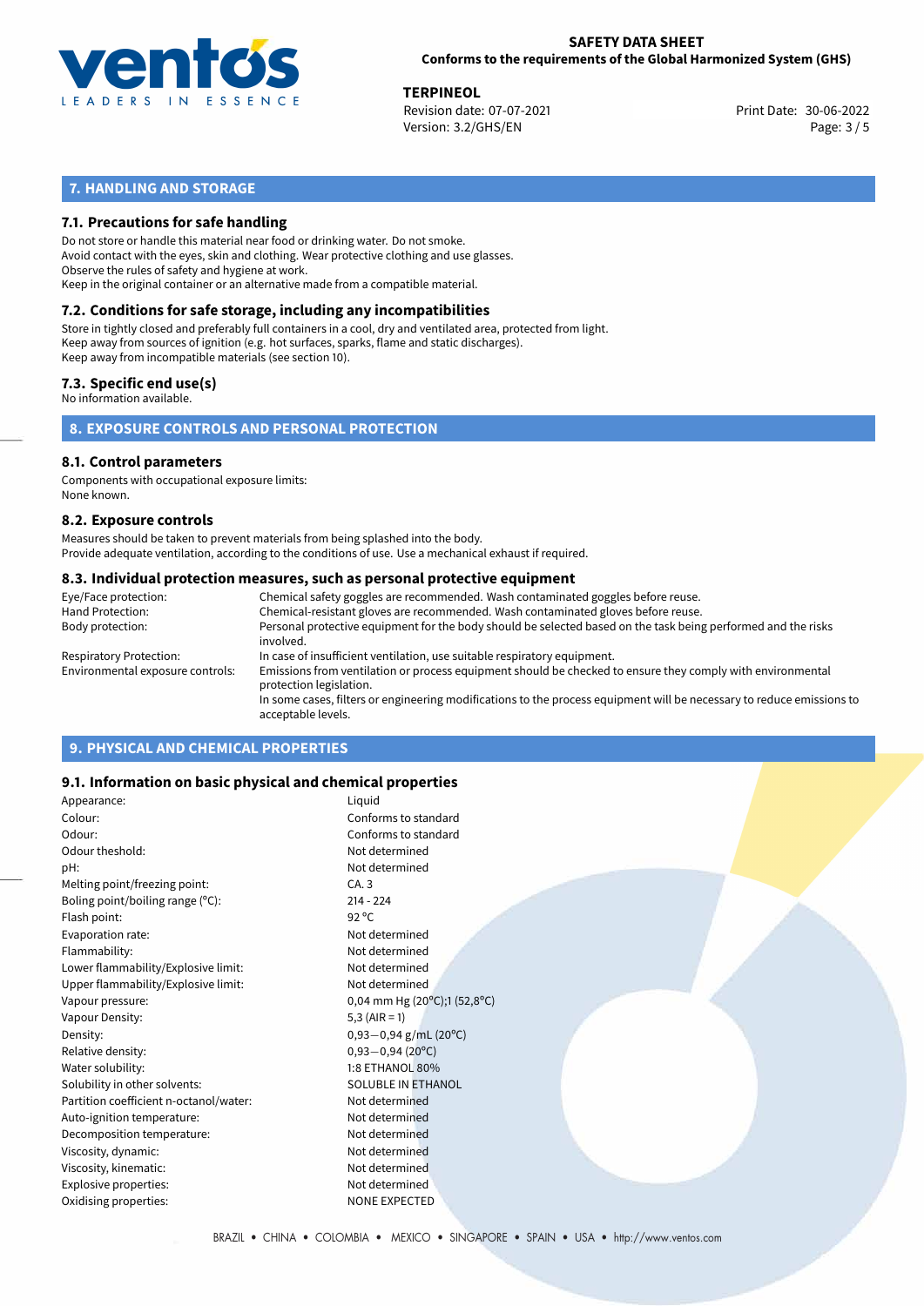## 7. HANDLING AND STORAGE

### 7.1. Precautions for safe handling

Do not store or handle this material near food or drinking water. Do not smoke.
Avoid contact with the eyes, skin and clothing. Wear protective clothing and use glasses.
Observe the rules of safety and hygiene at work.
Keep in the original container or an alternative made from a compatible material.

### 7.2. Conditions for safe storage, including any incompatibilities

Store in tightly closed and preferably full containers in a cool, dry and ventilated area, protected from light.
Keep away from sources of ignition (e.g. hot surfaces, sparks, flame and static discharges).
Keep away from incompatible materials (see section 10).

### 7.3. Specific end use(s)

No information available.

## 8. EXPOSURE CONTROLS AND PERSONAL PROTECTION

### 8.1. Control parameters

Components with occupational exposure limits:
None known.

### 8.2. Exposure controls

Measures should be taken to prevent materials from being splashed into the body.
Provide adequate ventilation, according to the conditions of use. Use a mechanical exhaust if required.

### 8.3. Individual protection measures, such as personal protective equipment

| | |
|---|---|
| Eye/Face protection: | Chemical safety goggles are recommended. Wash contaminated goggles before reuse. |
| Hand Protection: | Chemical-resistant gloves are recommended. Wash contaminated gloves before reuse. |
| Body protection: | Personal protective equipment for the body should be selected based on the task being performed and the risks involved. |
| Respiratory Protection: | In case of insufficient ventilation, use suitable respiratory equipment. |
| Environmental exposure controls: | Emissions from ventilation or process equipment should be checked to ensure they comply with environmental protection legislation. In some cases, filters or engineering modifications to the process equipment will be necessary to reduce emissions to acceptable levels. |

## 9. PHYSICAL AND CHEMICAL PROPERTIES

### 9.1. Information on basic physical and chemical properties

| | |
|---|---|
| Appearance: | Liquid |
| Colour: | Conforms to standard |
| Odour: | Conforms to standard |
| Odour theshold: | Not determined |
| pH: | Not determined |
| Melting point/freezing point: | CA. 3 |
| Boling point/boiling range (°C): | 214 - 224 |
| Flash point: | 92 °C |
| Evaporation rate: | Not determined |
| Flammability: | Not determined |
| Lower flammability/Explosive limit: | Not determined |
| Upper flammability/Explosive limit: | Not determined |
| Vapour pressure: | 0,04 mm Hg (20°C);1 (52,8°C) |
| Vapour Density: | 5,3 (AIR = 1) |
| Density: | 0,93−0,94 g/mL (20°C) |
| Relative density: | 0,93−0,94 (20°C) |
| Water solubility: | 1:8 ETHANOL 80% |
| Solubility in other solvents: | SOLUBLE IN ETHANOL |
| Partition coefficient n-octanol/water: | Not determined |
| Auto-ignition temperature: | Not determined |
| Decomposition temperature: | Not determined |
| Viscosity, dynamic: | Not determined |
| Viscosity, kinematic: | Not determined |
| Explosive properties: | Not determined |
| Oxidising properties: | NONE EXPECTED |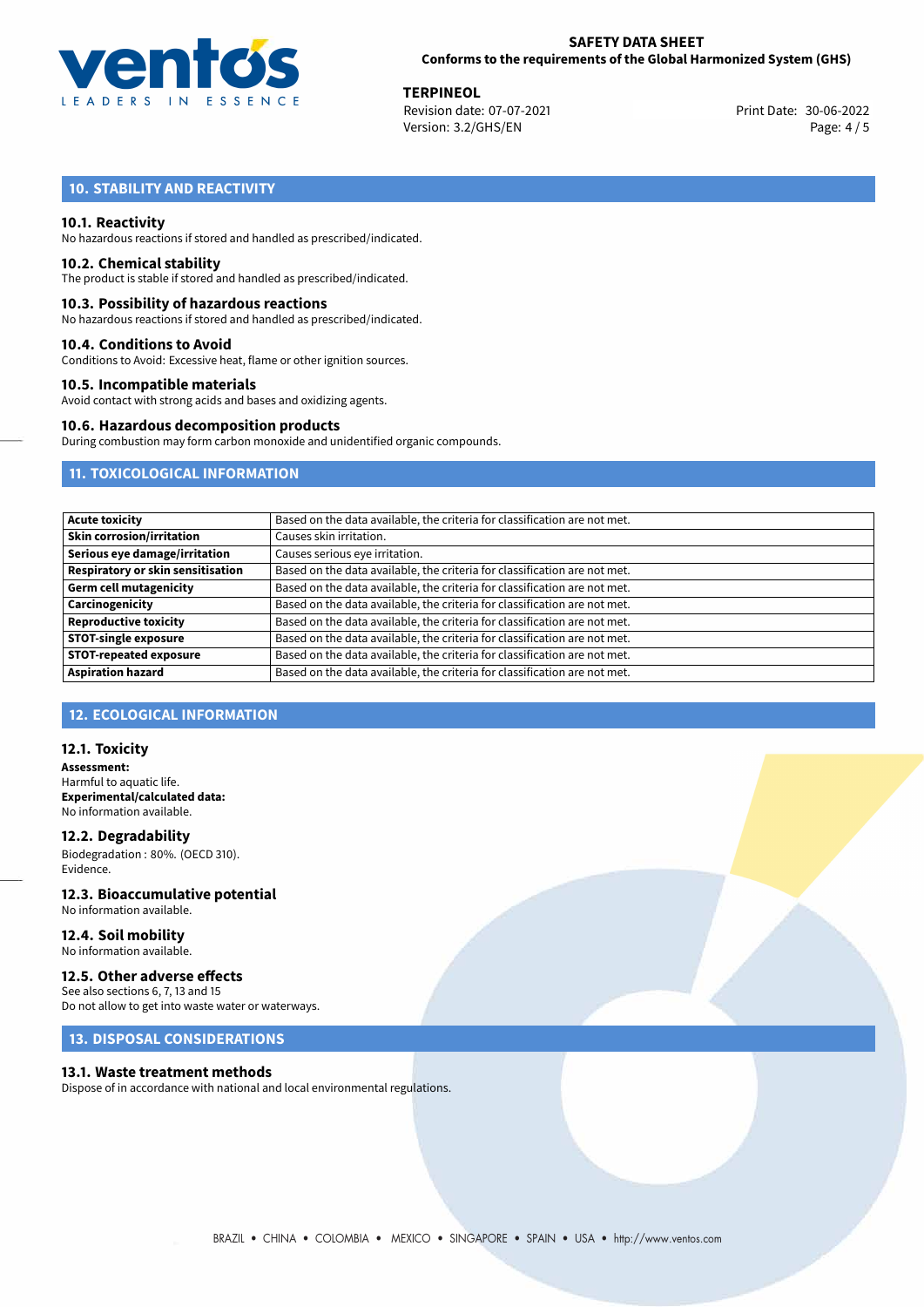## 10. STABILITY AND REACTIVITY

### 10.1. Reactivity
No hazardous reactions if stored and handled as prescribed/indicated.

### 10.2. Chemical stability
The product is stable if stored and handled as prescribed/indicated.

### 10.3. Possibility of hazardous reactions
No hazardous reactions if stored and handled as prescribed/indicated.

### 10.4. Conditions to Avoid
Conditions to Avoid: Excessive heat, flame or other ignition sources.

### 10.5. Incompatible materials
Avoid contact with strong acids and bases and oxidizing agents.

### 10.6. Hazardous decomposition products
During combustion may form carbon monoxide and unidentified organic compounds.

## 11. TOXICOLOGICAL INFORMATION

| | |
|---|---|
| **Acute toxicity** | Based on the data available, the criteria for classification are not met. |
| **Skin corrosion/irritation** | Causes skin irritation. |
| **Serious eye damage/irritation** | Causes serious eye irritation. |
| **Respiratory or skin sensitisation** | Based on the data available, the criteria for classification are not met. |
| **Germ cell mutagenicity** | Based on the data available, the criteria for classification are not met. |
| **Carcinogenicity** | Based on the data available, the criteria for classification are not met. |
| **Reproductive toxicity** | Based on the data available, the criteria for classification are not met. |
| **STOT-single exposure** | Based on the data available, the criteria for classification are not met. |
| **STOT-repeated exposure** | Based on the data available, the criteria for classification are not met. |
| **Aspiration hazard** | Based on the data available, the criteria for classification are not met. |

## 12. ECOLOGICAL INFORMATION

### 12.1. Toxicity
**Assessment:**
Harmful to aquatic life.
**Experimental/calculated data:**
No information available.

### 12.2. Degradability
Biodegradation : 80%. (OECD 310).
Evidence.

### 12.3. Bioaccumulative potential
No information available.

### 12.4. Soil mobility
No information available.

### 12.5. Other adverse effects
See also sections 6, 7, 13 and 15
Do not allow to get into waste water or waterways.

## 13. DISPOSAL CONSIDERATIONS

### 13.1. Waste treatment methods
Dispose of in accordance with national and local environmental regulations.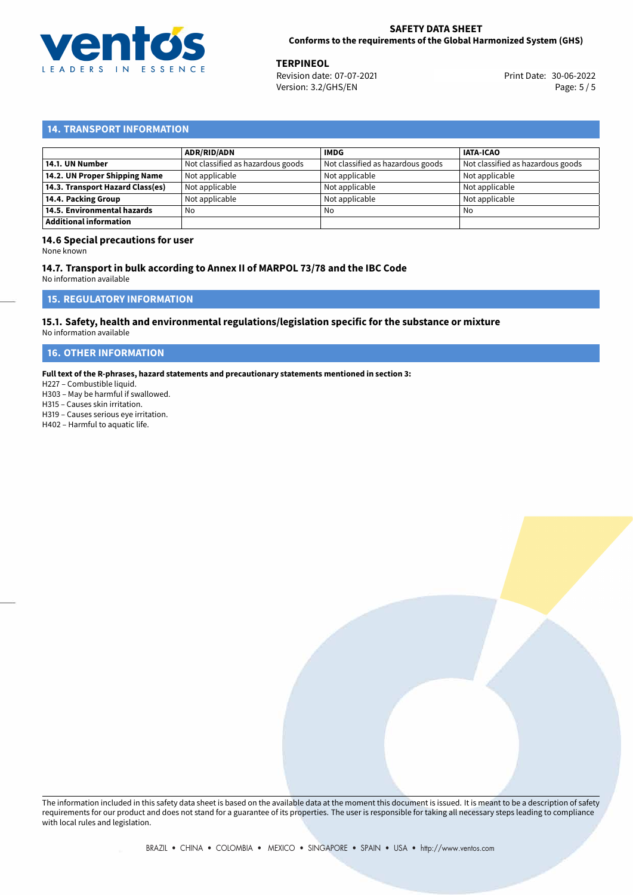## 14. TRANSPORT INFORMATION

| | ADR/RID/ADN | IMDG | IATA-ICAO |
|---|---|---|---|
| **14.1. UN Number** | Not classified as hazardous goods | Not classified as hazardous goods | Not classified as hazardous goods |
| **14.2. UN Proper Shipping Name** | Not applicable | Not applicable | Not applicable |
| **14.3. Transport Hazard Class(es)** | Not applicable | Not applicable | Not applicable |
| **14.4. Packing Group** | Not applicable | Not applicable | Not applicable |
| **14.5. Environmental hazards** | No | No | No |
| **Additional information** | | | |

### 14.6 Special precautions for user

None known

### 14.7. Transport in bulk according to Annex II of MARPOL 73/78 and the IBC Code

No information available

## 15. REGULATORY INFORMATION

### 15.1. Safety, health and environmental regulations/legislation specific for the substance or mixture

No information available

## 16. OTHER INFORMATION

**Full text of the R-phrases, hazard statements and precautionary statements mentioned in section 3:**

H227 – Combustible liquid.
H303 – May be harmful if swallowed.
H315 – Causes skin irritation.
H319 – Causes serious eye irritation.
H402 – Harmful to aquatic life.

The information included in this safety data sheet is based on the available data at the moment this document is issued. It is meant to be a description of safety requirements for our product and does not stand for a guarantee of its properties. The user is responsible for taking all necessary steps leading to compliance with local rules and legislation.